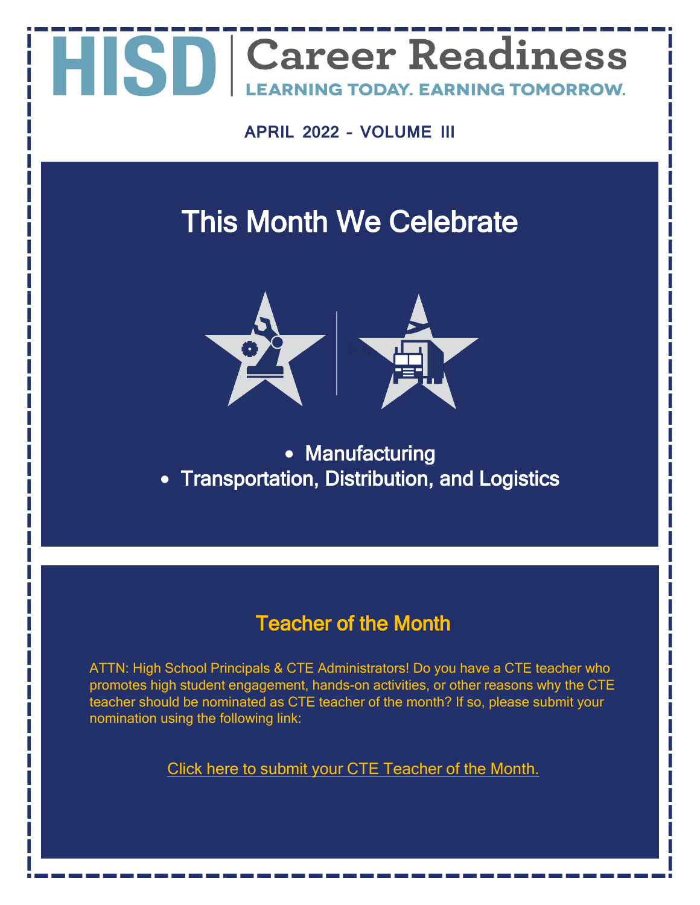# HISD | Career Readiness

LEARNING TODAY. EARNING TOMORROW.

**APRIL 2022 – VOLUME III**

## This Month We Celebrate

- Manufacturing
- Transportation, Distribution, and Logistics

## Teacher of the Month

ATTN: High School Principals & CTE Administrators! Do you have a CTE teacher who promotes high student engagement, hands-on activities, or other reasons why the CTE teacher should be nominated as CTE teacher of the month? If so, please submit your nomination using the following link:

Click here to submit your CTE Teacher of the Month.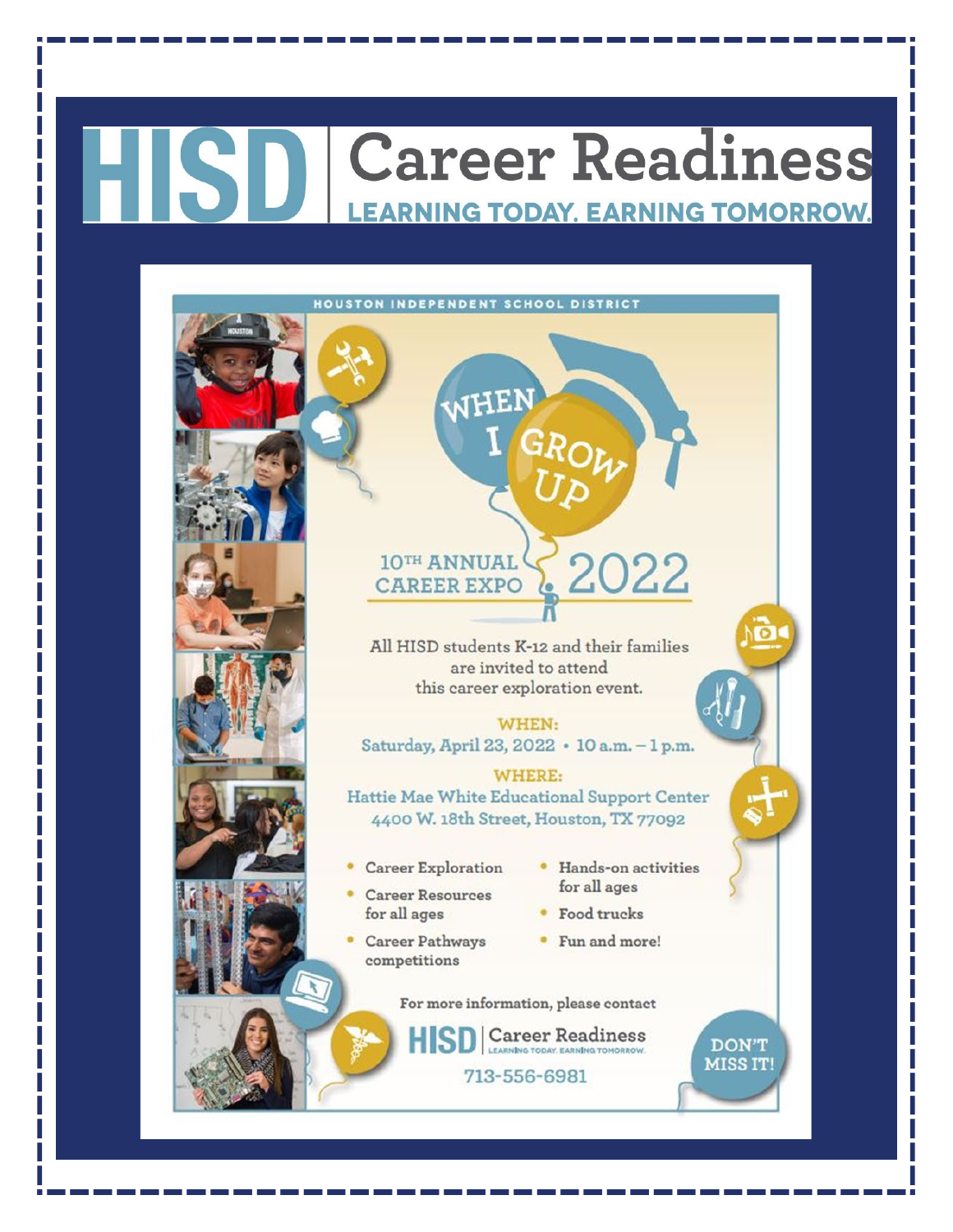# HISD | Career Readiness

**LEARNING TODAY. EARNING TOMORROW.**

HOUSTON INDEPENDENT SCHOOL DISTRICT

## WHEN I GROW UP

### 10TH ANNUAL CAREER EXPO 2022

All HISD students K-12 and their families are invited to attend this career exploration event.

**WHEN:**
Saturday, April 23, 2022 • 10 a.m. – 1 p.m.

**WHERE:**
Hattie Mae White Educational Support Center
4400 W. 18th Street, Houston, TX 77092

- Career Exploration
- Career Resources for all ages
- Career Pathways competitions
- Hands-on activities for all ages
- Food trucks
- Fun and more!

For more information, please contact

HISD | Career Readiness
LEARNING TODAY. EARNING TOMORROW.

713-556-6981

DON'T MISS IT!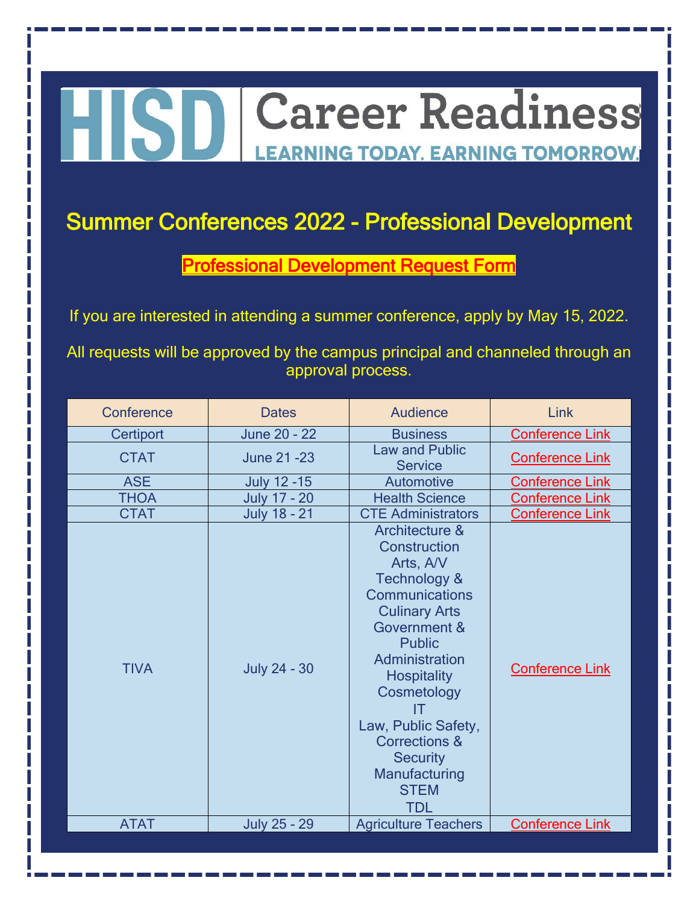# HISD | Career Readiness

LEARNING TODAY. EARNING TOMORROW.

## Summer Conferences 2022 - Professional Development

**Professional Development Request Form**

If you are interested in attending a summer conference, apply by May 15, 2022.

All requests will be approved by the campus principal and channeled through an approval process.

| Conference | Dates | Audience | Link |
|---|---|---|---|
| Certiport | June 20 - 22 | Business | Conference Link |
| CTAT | June 21 -23 | Law and Public Service | Conference Link |
| ASE | July 12 -15 | Automotive | Conference Link |
| THOA | July 17 - 20 | Health Science | Conference Link |
| CTAT | July 18 - 21 | CTE Administrators | Conference Link |
| TIVA | July 24 - 30 | Architecture & Construction<br>Arts, A/V Technology & Communications<br>Culinary Arts<br>Government & Public Administration<br>Hospitality<br>Cosmetology<br>IT<br>Law, Public Safety, Corrections & Security<br>Manufacturing<br>STEM<br>TDL | Conference Link |
| ATAT | July 25 - 29 | Agriculture Teachers | Conference Link |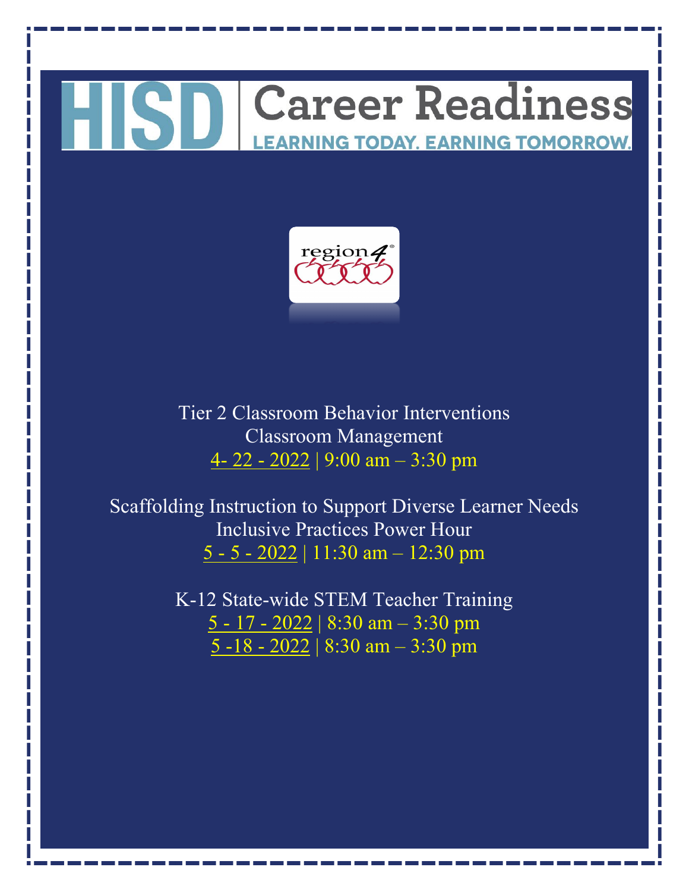# HISD | Career Readiness

LEARNING TODAY. EARNING TOMORROW.

region 4

Tier 2 Classroom Behavior Interventions
Classroom Management
4- 22 - 2022 | 9:00 am – 3:30 pm

Scaffolding Instruction to Support Diverse Learner Needs
Inclusive Practices Power Hour
5 - 5 - 2022 | 11:30 am – 12:30 pm

K-12 State-wide STEM Teacher Training
5 - 17 - 2022 | 8:30 am – 3:30 pm
5 -18 - 2022 | 8:30 am – 3:30 pm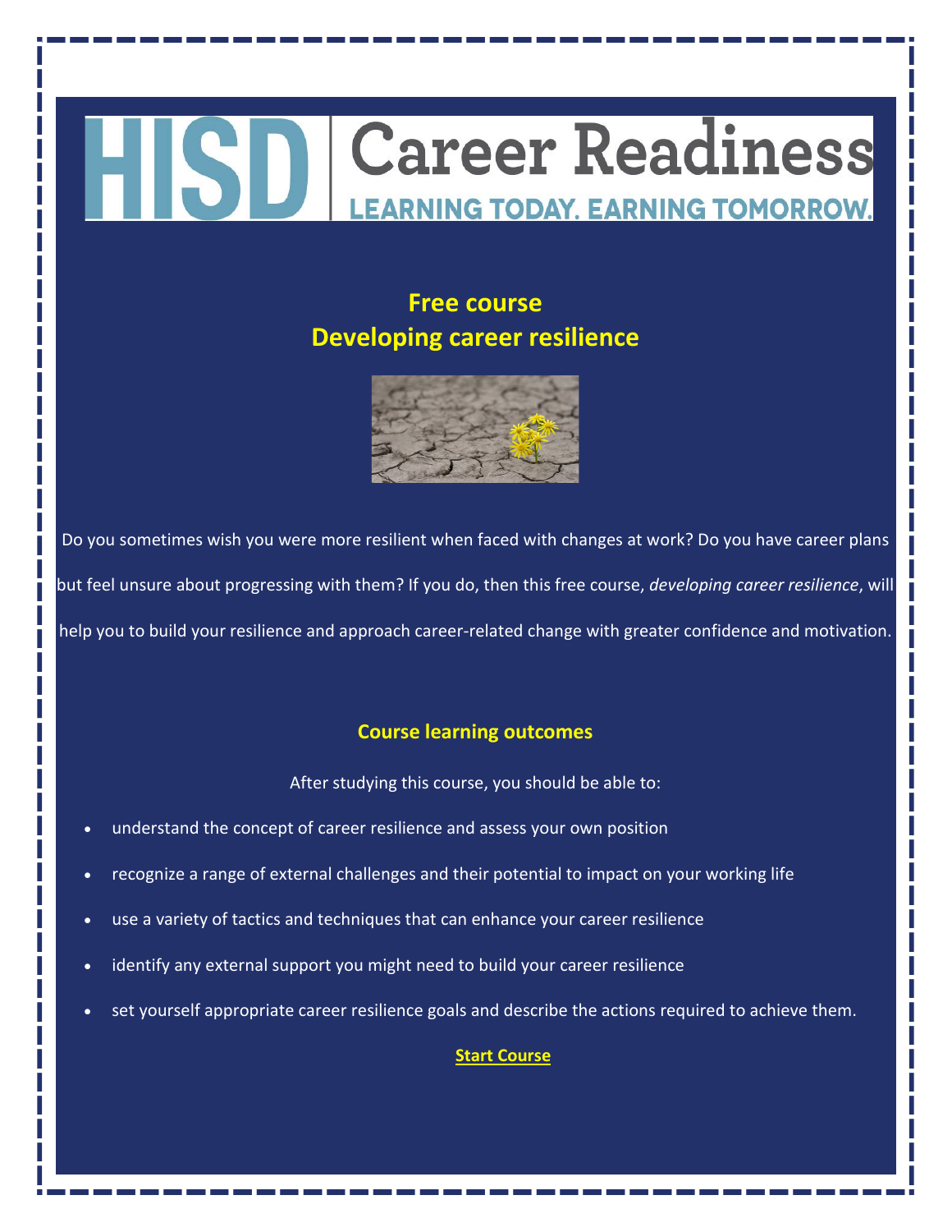# HISD | Career Readiness

LEARNING TODAY. EARNING TOMORROW.

## Free course
## Developing career resilience

Do you sometimes wish you were more resilient when faced with changes at work? Do you have career plans but feel unsure about progressing with them? If you do, then this free course, *developing career resilience*, will help you to build your resilience and approach career-related change with greater confidence and motivation.

### Course learning outcomes

After studying this course, you should be able to:

- understand the concept of career resilience and assess your own position
- recognize a range of external challenges and their potential to impact on your working life
- use a variety of tactics and techniques that can enhance your career resilience
- identify any external support you might need to build your career resilience
- set yourself appropriate career resilience goals and describe the actions required to achieve them.

**Start Course**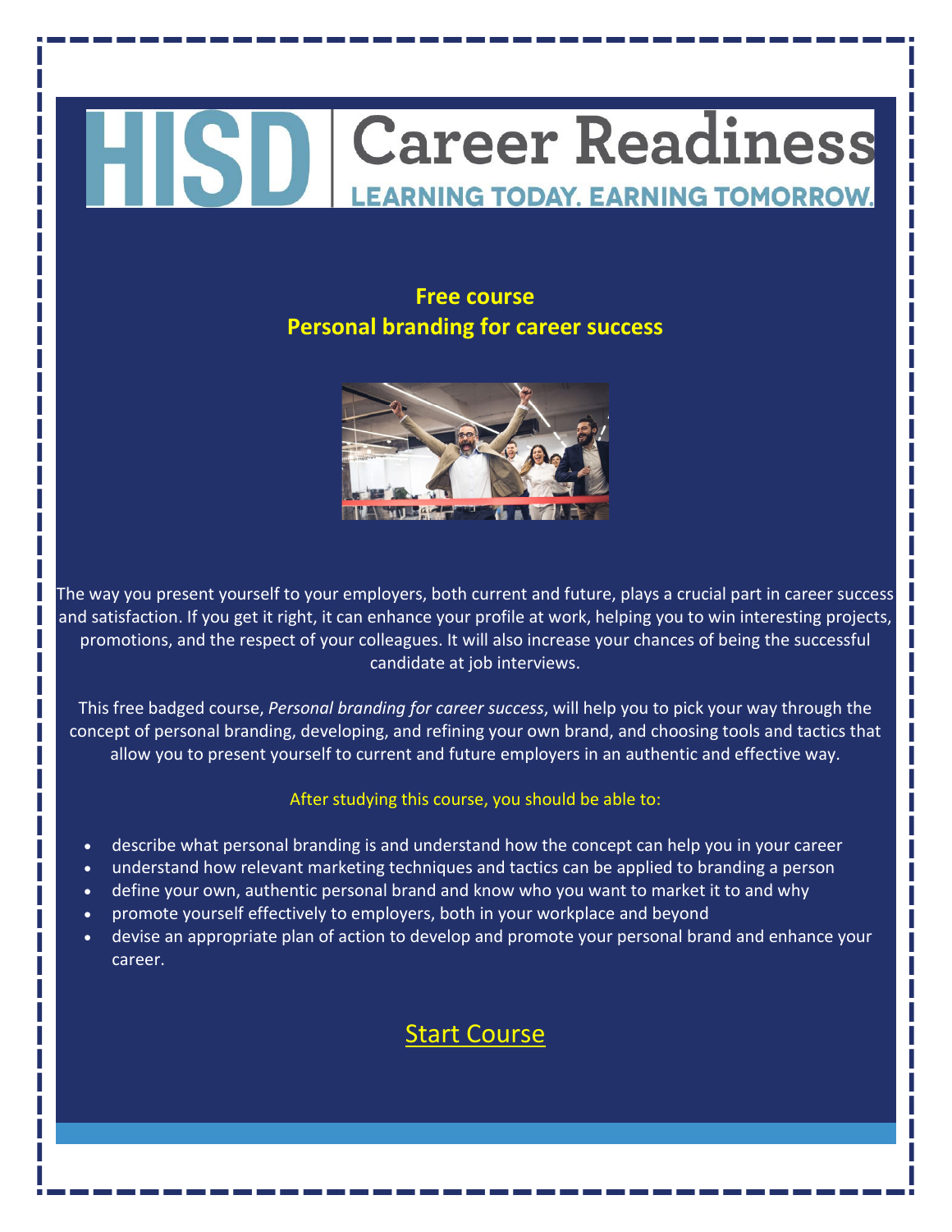# HISD | Career Readiness

LEARNING TODAY. EARNING TOMORROW.

## Free course
## Personal branding for career success

The way you present yourself to your employers, both current and future, plays a crucial part in career success and satisfaction. If you get it right, it can enhance your profile at work, helping you to win interesting projects, promotions, and the respect of your colleagues. It will also increase your chances of being the successful candidate at job interviews.

This free badged course, *Personal branding for career success*, will help you to pick your way through the concept of personal branding, developing, and refining your own brand, and choosing tools and tactics that allow you to present yourself to current and future employers in an authentic and effective way.

After studying this course, you should be able to:

- describe what personal branding is and understand how the concept can help you in your career
- understand how relevant marketing techniques and tactics can be applied to branding a person
- define your own, authentic personal brand and know who you want to market it to and why
- promote yourself effectively to employers, both in your workplace and beyond
- devise an appropriate plan of action to develop and promote your personal brand and enhance your career.

Start Course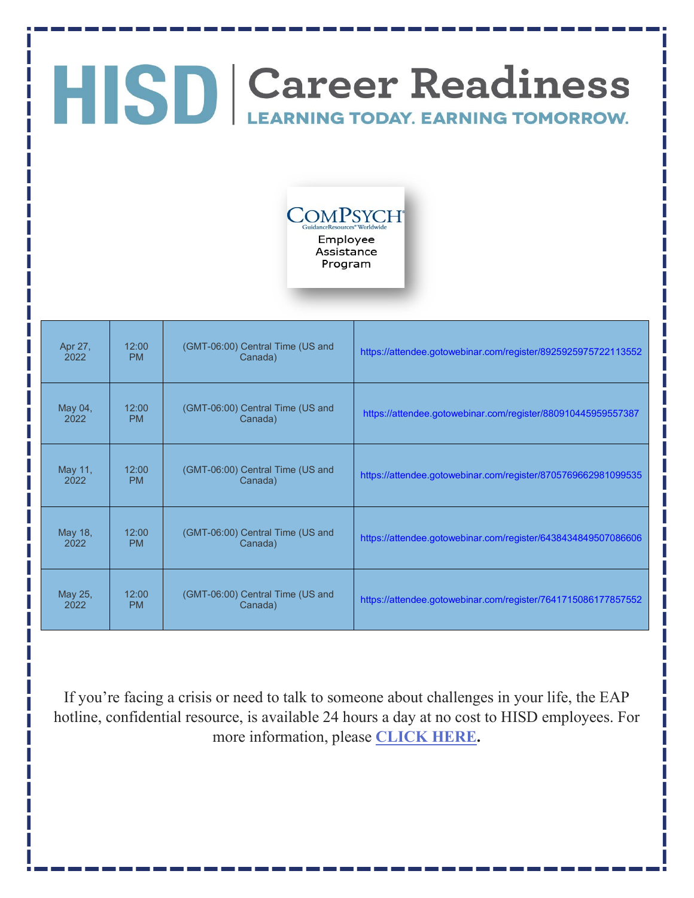# HISD | Career Readiness

**LEARNING TODAY. EARNING TOMORROW.**

ComPsych GuidanceResources® Worldwide

Employee Assistance Program

| | | | |
|---|---|---|---|
| Apr 27, 2022 | 12:00 PM | (GMT-06:00) Central Time (US and Canada) | https://attendee.gotowebinar.com/register/8925925975722113552 |
| May 04, 2022 | 12:00 PM | (GMT-06:00) Central Time (US and Canada) | https://attendee.gotowebinar.com/register/880910445959557387 |
| May 11, 2022 | 12:00 PM | (GMT-06:00) Central Time (US and Canada) | https://attendee.gotowebinar.com/register/8705769662981099535 |
| May 18, 2022 | 12:00 PM | (GMT-06:00) Central Time (US and Canada) | https://attendee.gotowebinar.com/register/6438434849507086606 |
| May 25, 2022 | 12:00 PM | (GMT-06:00) Central Time (US and Canada) | https://attendee.gotowebinar.com/register/7641715086177857552 |

If you're facing a crisis or need to talk to someone about challenges in your life, the EAP hotline, confidential resource, is available 24 hours a day at no cost to HISD employees. For more information, please **CLICK HERE**.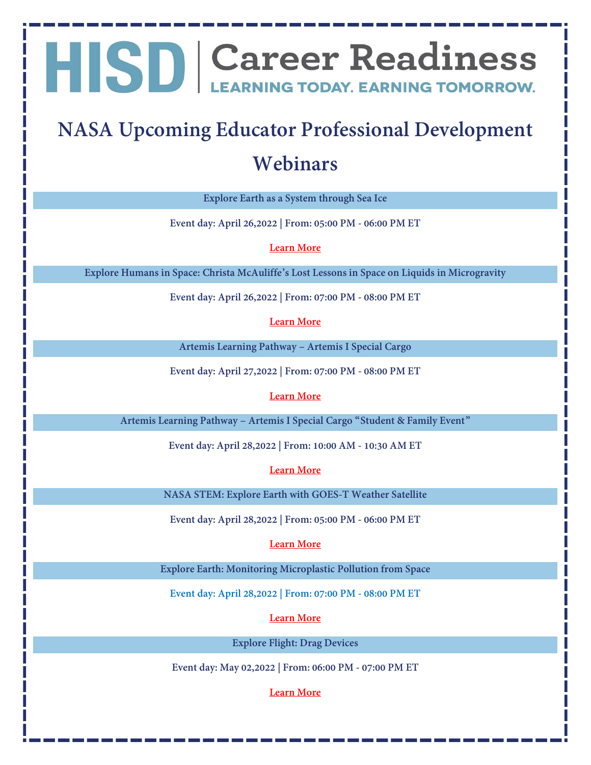HISD | Career Readiness
LEARNING TODAY. EARNING TOMORROW.

# NASA Upcoming Educator Professional Development Webinars

**Explore Earth as a System through Sea Ice**

**Event day: April 26,2022 | From: 05:00 PM - 06:00 PM ET**

Learn More

**Explore Humans in Space: Christa McAuliffe's Lost Lessons in Space on Liquids in Microgravity**

**Event day: April 26,2022 | From: 07:00 PM - 08:00 PM ET**

Learn More

**Artemis Learning Pathway – Artemis I Special Cargo**

**Event day: April 27,2022 | From: 07:00 PM - 08:00 PM ET**

Learn More

**Artemis Learning Pathway – Artemis I Special Cargo "Student & Family Event"**

**Event day: April 28,2022 | From: 10:00 AM - 10:30 AM ET**

Learn More

**NASA STEM: Explore Earth with GOES-T Weather Satellite**

**Event day: April 28,2022 | From: 05:00 PM - 06:00 PM ET**

Learn More

**Explore Earth: Monitoring Microplastic Pollution from Space**

**Event day: April 28,2022 | From: 07:00 PM - 08:00 PM ET**

Learn More

**Explore Flight: Drag Devices**

**Event day: May 02,2022 | From: 06:00 PM - 07:00 PM ET**

Learn More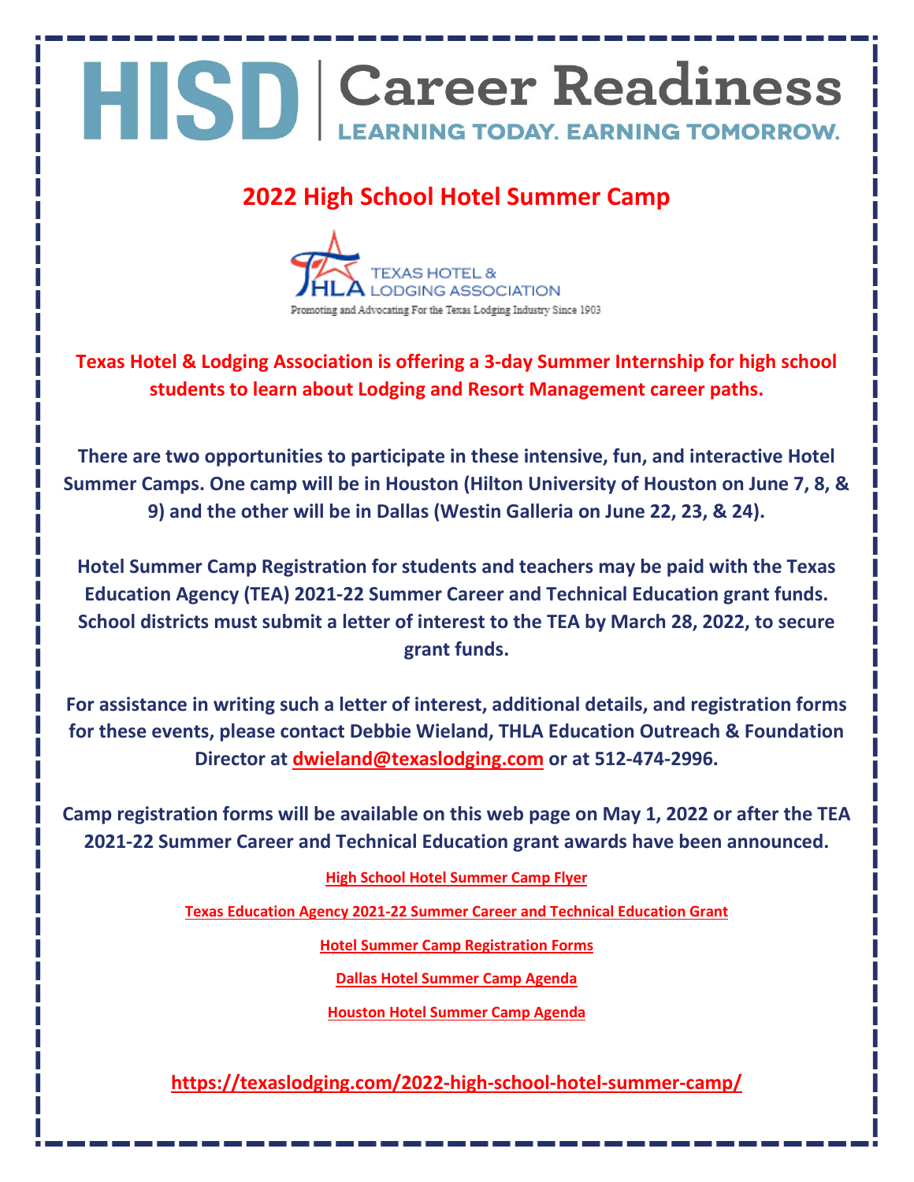# HISD | Career Readiness

LEARNING TODAY. EARNING TOMORROW.

## 2022 High School Hotel Summer Camp

TEXAS HOTEL & LODGING ASSOCIATION

Promoting and Advocating For the Texas Lodging Industry Since 1903

**Texas Hotel & Lodging Association is offering a 3-day Summer Internship for high school students to learn about Lodging and Resort Management career paths.**

**There are two opportunities to participate in these intensive, fun, and interactive Hotel Summer Camps. One camp will be in Houston (Hilton University of Houston on June 7, 8, & 9) and the other will be in Dallas (Westin Galleria on June 22, 23, & 24).**

**Hotel Summer Camp Registration for students and teachers may be paid with the Texas Education Agency (TEA) 2021-22 Summer Career and Technical Education grant funds. School districts must submit a letter of interest to the TEA by March 28, 2022, to secure grant funds.**

**For assistance in writing such a letter of interest, additional details, and registration forms for these events, please contact Debbie Wieland, THLA Education Outreach & Foundation Director at dwieland@texaslodging.com or at 512-474-2996.**

**Camp registration forms will be available on this web page on May 1, 2022 or after the TEA 2021-22 Summer Career and Technical Education grant awards have been announced.**

High School Hotel Summer Camp Flyer

Texas Education Agency 2021-22 Summer Career and Technical Education Grant

Hotel Summer Camp Registration Forms

Dallas Hotel Summer Camp Agenda

Houston Hotel Summer Camp Agenda

**https://texaslodging.com/2022-high-school-hotel-summer-camp/**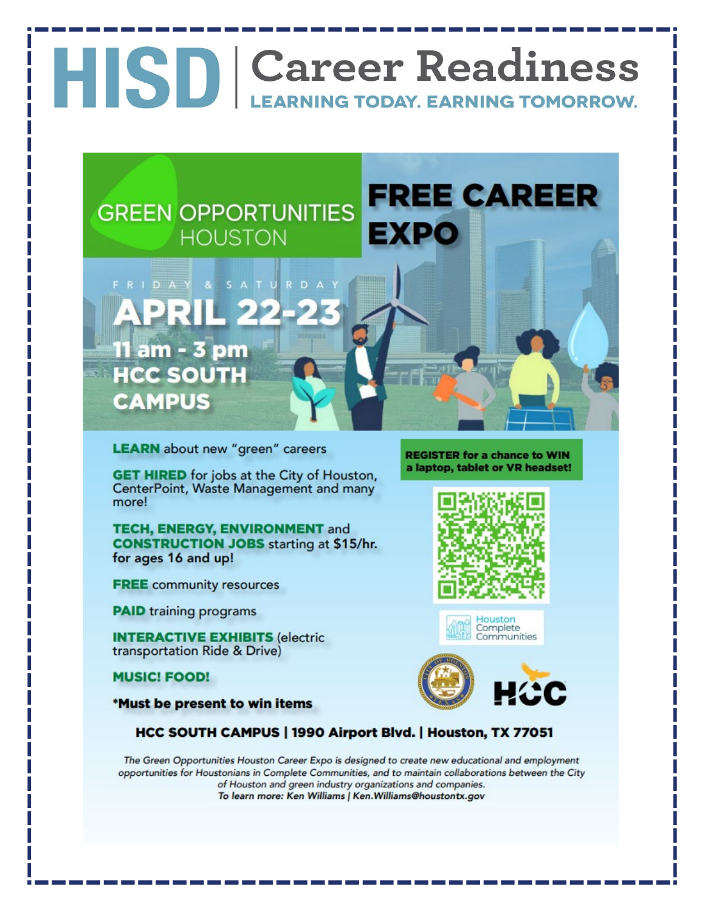# HISD | Career Readiness

**LEARNING TODAY. EARNING TOMORROW.**

## GREEN OPPORTUNITIES HOUSTON

## FREE CAREER EXPO

FRIDAY & SATURDAY

**APRIL 22-23**

**11 am - 3 pm**

**HCC SOUTH CAMPUS**

**LEARN** about new "green" careers

**GET HIRED** for jobs at the City of Houston, CenterPoint, Waste Management and many more!

**TECH, ENERGY, ENVIRONMENT** and **CONSTRUCTION JOBS** starting at $15/hr. for ages 16 and up!

**FREE** community resources

**PAID** training programs

**INTERACTIVE EXHIBITS** (electric transportation Ride & Drive)

**MUSIC! FOOD!**

***Must be present to win items**

**REGISTER for a chance to WIN a laptop, tablet or VR headset!**

Houston Complete Communities

HCC

**HCC SOUTH CAMPUS | 1990 Airport Blvd. | Houston, TX 77051**

*The Green Opportunities Houston Career Expo is designed to create new educational and employment opportunities for Houstonians in Complete Communities, and to maintain collaborations between the City of Houston and green industry organizations and companies.*

*To learn more: Ken Williams | Ken.Williams@houstontx.gov*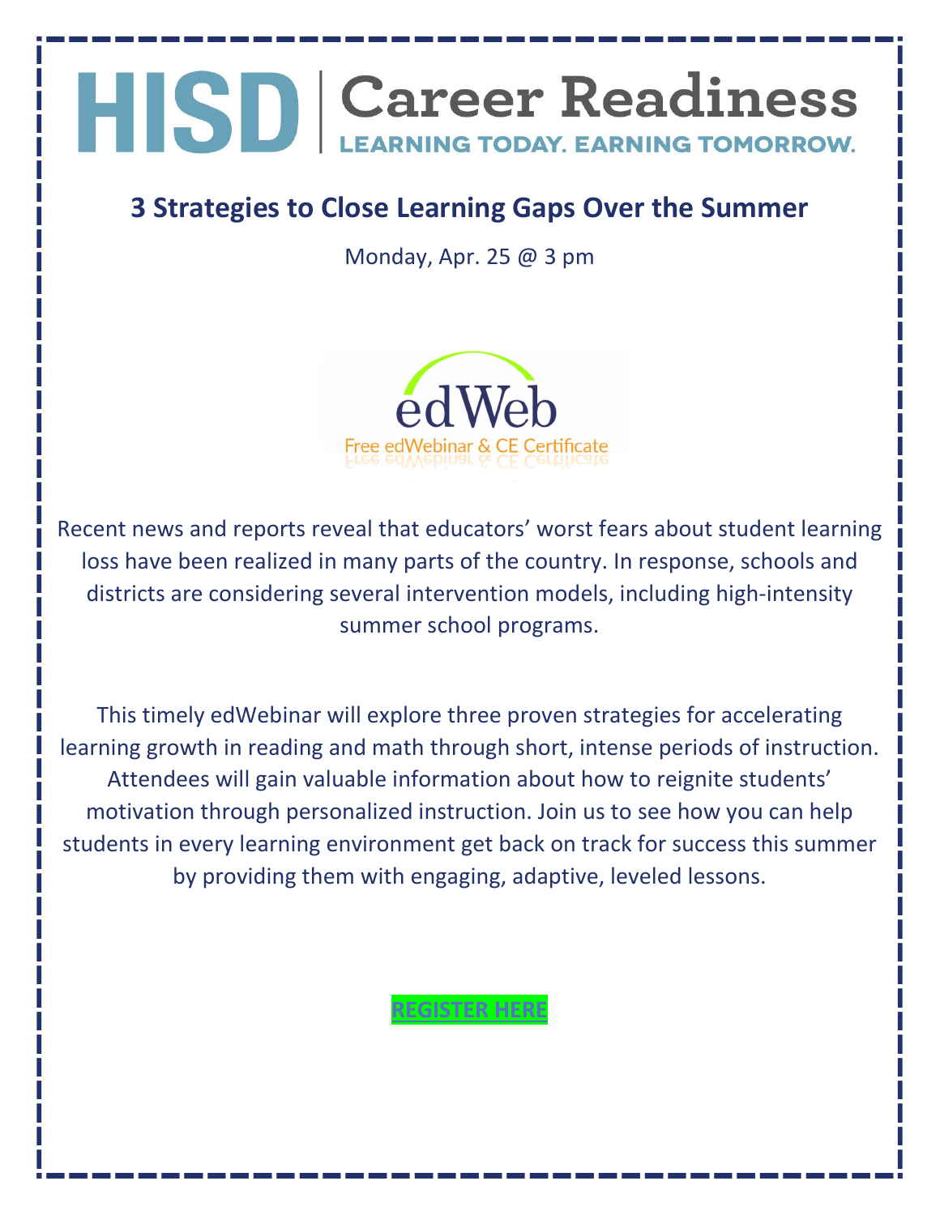HISD | Career Readiness

LEARNING TODAY. EARNING TOMORROW.

## 3 Strategies to Close Learning Gaps Over the Summer

Monday, Apr. 25 @ 3 pm

edWeb

Free edWebinar & CE Certificate

Recent news and reports reveal that educators' worst fears about student learning loss have been realized in many parts of the country. In response, schools and districts are considering several intervention models, including high-intensity summer school programs.

This timely edWebinar will explore three proven strategies for accelerating learning growth in reading and math through short, intense periods of instruction. Attendees will gain valuable information about how to reignite students' motivation through personalized instruction. Join us to see how you can help students in every learning environment get back on track for success this summer by providing them with engaging, adaptive, leveled lessons.

**REGISTER HERE**